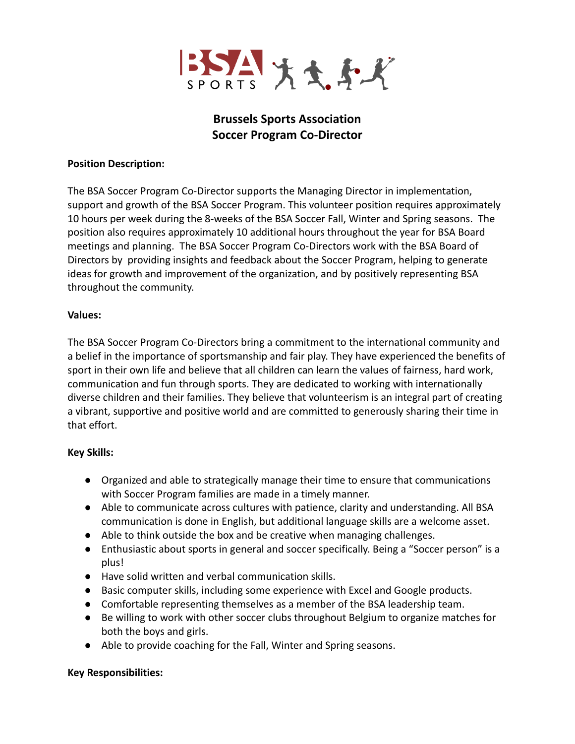# Brussels Sports Association
# Soccer Program Co-Director

**Position Description:**

The BSA Soccer Program Co-Director supports the Managing Director in implementation, support and growth of the BSA Soccer Program. This volunteer position requires approximately 10 hours per week during the 8-weeks of the BSA Soccer Fall, Winter and Spring seasons. The position also requires approximately 10 additional hours throughout the year for BSA Board meetings and planning. The BSA Soccer Program Co-Directors work with the BSA Board of Directors by providing insights and feedback about the Soccer Program, helping to generate ideas for growth and improvement of the organization, and by positively representing BSA throughout the community.

**Values:**

The BSA Soccer Program Co-Directors bring a commitment to the international community and a belief in the importance of sportsmanship and fair play. They have experienced the benefits of sport in their own life and believe that all children can learn the values of fairness, hard work, communication and fun through sports. They are dedicated to working with internationally diverse children and their families. They believe that volunteerism is an integral part of creating a vibrant, supportive and positive world and are committed to generously sharing their time in that effort.

**Key Skills:**

- Organized and able to strategically manage their time to ensure that communications with Soccer Program families are made in a timely manner.
- Able to communicate across cultures with patience, clarity and understanding. All BSA communication is done in English, but additional language skills are a welcome asset.
- Able to think outside the box and be creative when managing challenges.
- Enthusiastic about sports in general and soccer specifically. Being a "Soccer person" is a plus!
- Have solid written and verbal communication skills.
- Basic computer skills, including some experience with Excel and Google products.
- Comfortable representing themselves as a member of the BSA leadership team.
- Be willing to work with other soccer clubs throughout Belgium to organize matches for both the boys and girls.
- Able to provide coaching for the Fall, Winter and Spring seasons.

**Key Responsibilities:**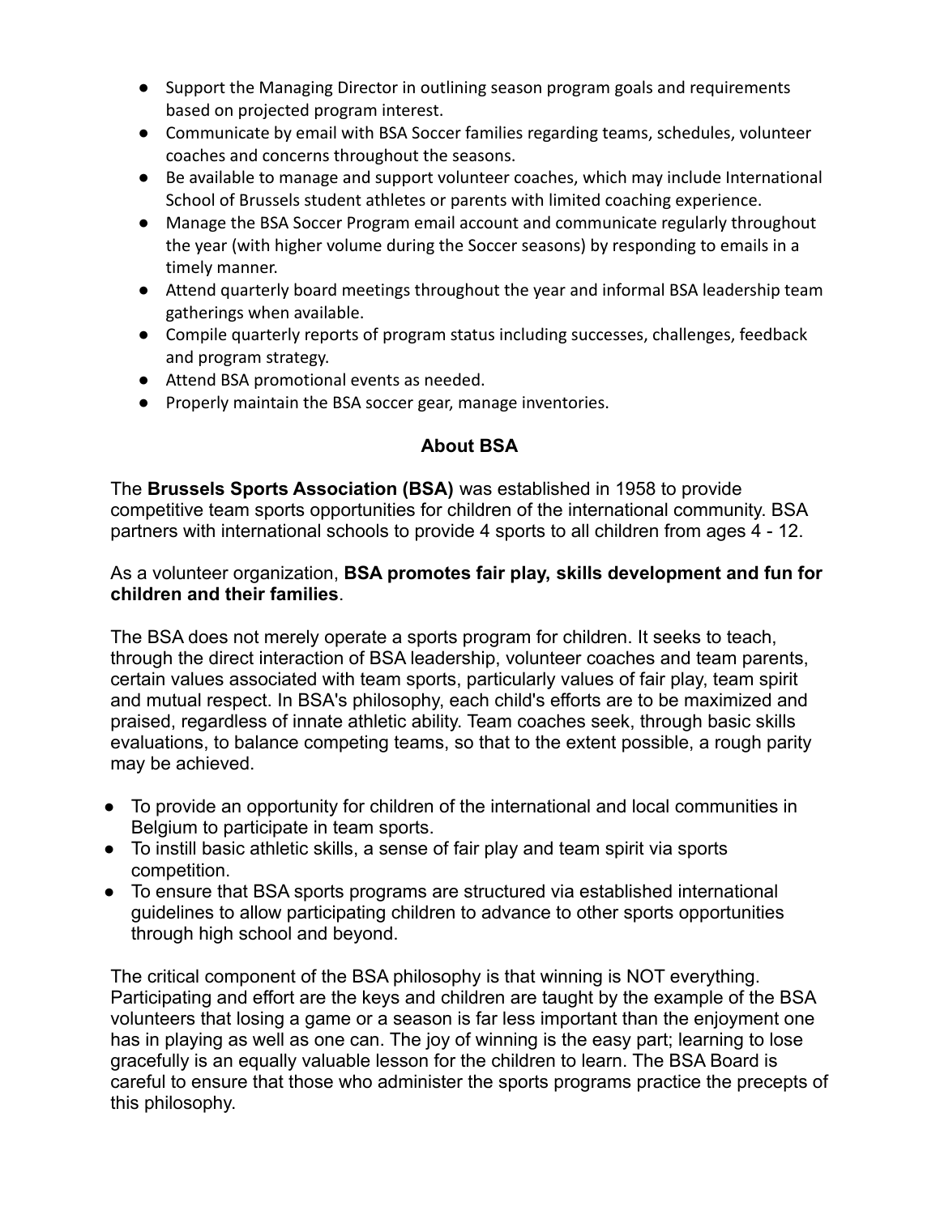- Support the Managing Director in outlining season program goals and requirements based on projected program interest.
- Communicate by email with BSA Soccer families regarding teams, schedules, volunteer coaches and concerns throughout the seasons.
- Be available to manage and support volunteer coaches, which may include International School of Brussels student athletes or parents with limited coaching experience.
- Manage the BSA Soccer Program email account and communicate regularly throughout the year (with higher volume during the Soccer seasons) by responding to emails in a timely manner.
- Attend quarterly board meetings throughout the year and informal BSA leadership team gatherings when available.
- Compile quarterly reports of program status including successes, challenges, feedback and program strategy.
- Attend BSA promotional events as needed.
- Properly maintain the BSA soccer gear, manage inventories.

## About BSA

The **Brussels Sports Association (BSA)** was established in 1958 to provide competitive team sports opportunities for children of the international community. BSA partners with international schools to provide 4 sports to all children from ages 4 - 12.

As a volunteer organization, **BSA promotes fair play, skills development and fun for children and their families**.

The BSA does not merely operate a sports program for children. It seeks to teach, through the direct interaction of BSA leadership, volunteer coaches and team parents, certain values associated with team sports, particularly values of fair play, team spirit and mutual respect. In BSA's philosophy, each child's efforts are to be maximized and praised, regardless of innate athletic ability. Team coaches seek, through basic skills evaluations, to balance competing teams, so that to the extent possible, a rough parity may be achieved.

- To provide an opportunity for children of the international and local communities in Belgium to participate in team sports.
- To instill basic athletic skills, a sense of fair play and team spirit via sports competition.
- To ensure that BSA sports programs are structured via established international guidelines to allow participating children to advance to other sports opportunities through high school and beyond.

The critical component of the BSA philosophy is that winning is NOT everything. Participating and effort are the keys and children are taught by the example of the BSA volunteers that losing a game or a season is far less important than the enjoyment one has in playing as well as one can. The joy of winning is the easy part; learning to lose gracefully is an equally valuable lesson for the children to learn. The BSA Board is careful to ensure that those who administer the sports programs practice the precepts of this philosophy.